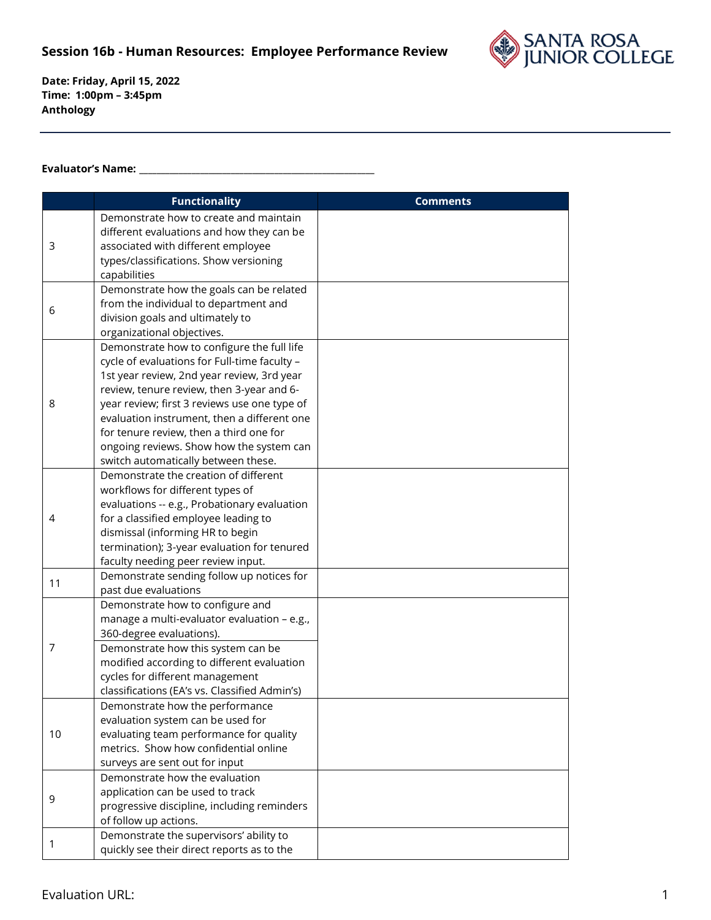## Session 16b - Human Resources: Employee Performance Review

**Date: Friday, April 15, 2022**
**Time: 1:00pm – 3:45pm**
**Anthology**

---

**Evaluator's Name:** ______________________________________________

| | Functionality | Comments |
|---|---|---|
| 3 | Demonstrate how to create and maintain different evaluations and how they can be associated with different employee types/classifications. Show versioning capabilities | |
| 6 | Demonstrate how the goals can be related from the individual to department and division goals and ultimately to organizational objectives. | |
| 8 | Demonstrate how to configure the full life cycle of evaluations for Full-time faculty – 1st year review, 2nd year review, 3rd year review, tenure review, then 3-year and 6-year review; first 3 reviews use one type of evaluation instrument, then a different one for tenure review, then a third one for ongoing reviews. Show how the system can switch automatically between these. | |
| 4 | Demonstrate the creation of different workflows for different types of evaluations -- e.g., Probationary evaluation for a classified employee leading to dismissal (informing HR to begin termination); 3-year evaluation for tenured faculty needing peer review input. | |
| 11 | Demonstrate sending follow up notices for past due evaluations | |
| 7 | Demonstrate how to configure and manage a multi-evaluator evaluation – e.g., 360-degree evaluations). | |
| | Demonstrate how this system can be modified according to different evaluation cycles for different management classifications (EA's vs. Classified Admin's) | |
| 10 | Demonstrate how the performance evaluation system can be used for evaluating team performance for quality metrics. Show how confidential online surveys are sent out for input | |
| 9 | Demonstrate how the evaluation application can be used to track progressive discipline, including reminders of follow up actions. | |
| 1 | Demonstrate the supervisors' ability to quickly see their direct reports as to the | |

Evaluation URL: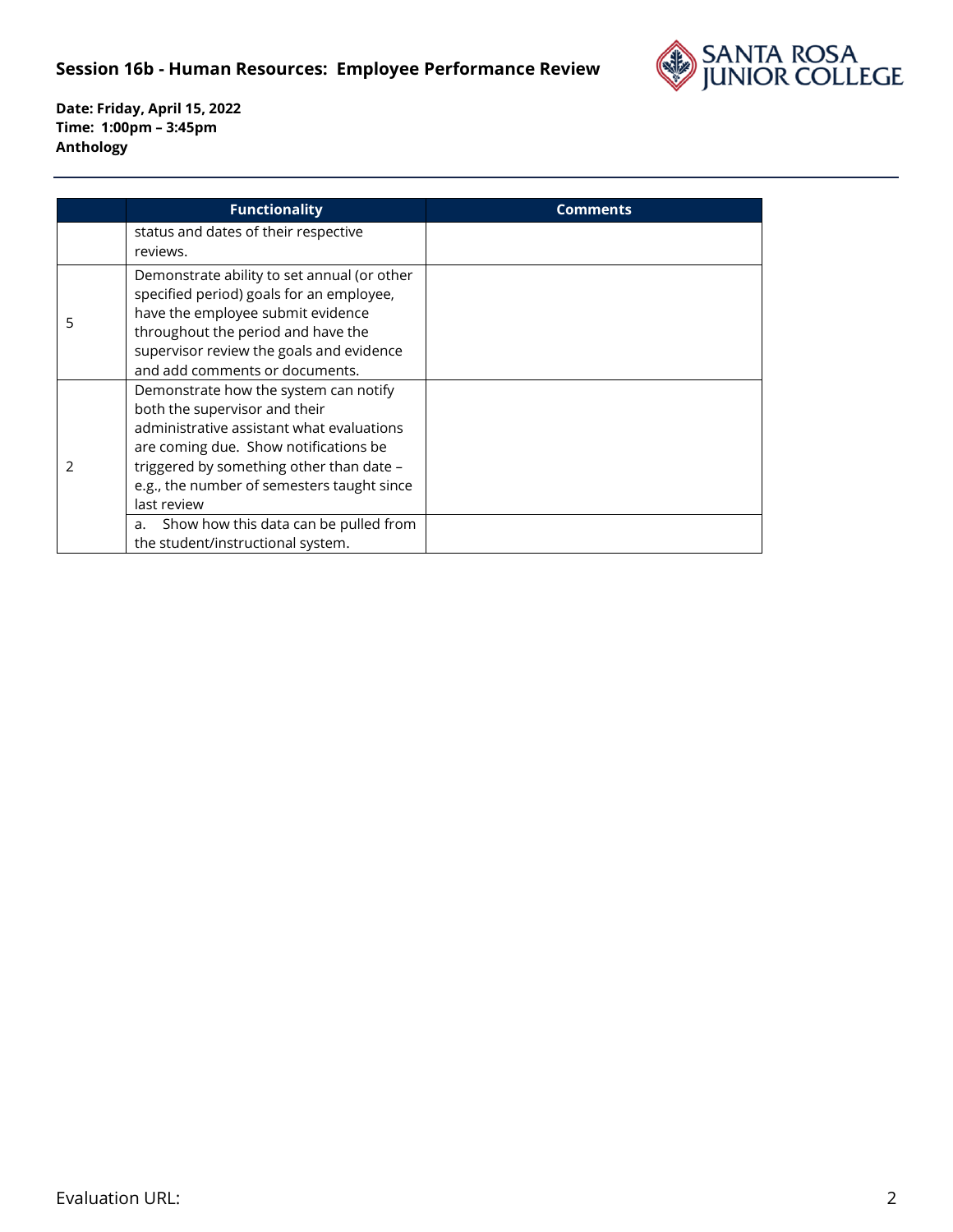## Session 16b - Human Resources: Employee Performance Review

**Date: Friday, April 15, 2022**
**Time: 1:00pm – 3:45pm**
**Anthology**

| | Functionality | Comments |
|---|---|---|
| | status and dates of their respective reviews. | |
| 5 | Demonstrate ability to set annual (or other specified period) goals for an employee, have the employee submit evidence throughout the period and have the supervisor review the goals and evidence and add comments or documents. | |
| 2 | Demonstrate how the system can notify both the supervisor and their administrative assistant what evaluations are coming due. Show notifications be triggered by something other than date – e.g., the number of semesters taught since last review | |
| | a. Show how this data can be pulled from the student/instructional system. | |

Evaluation URL: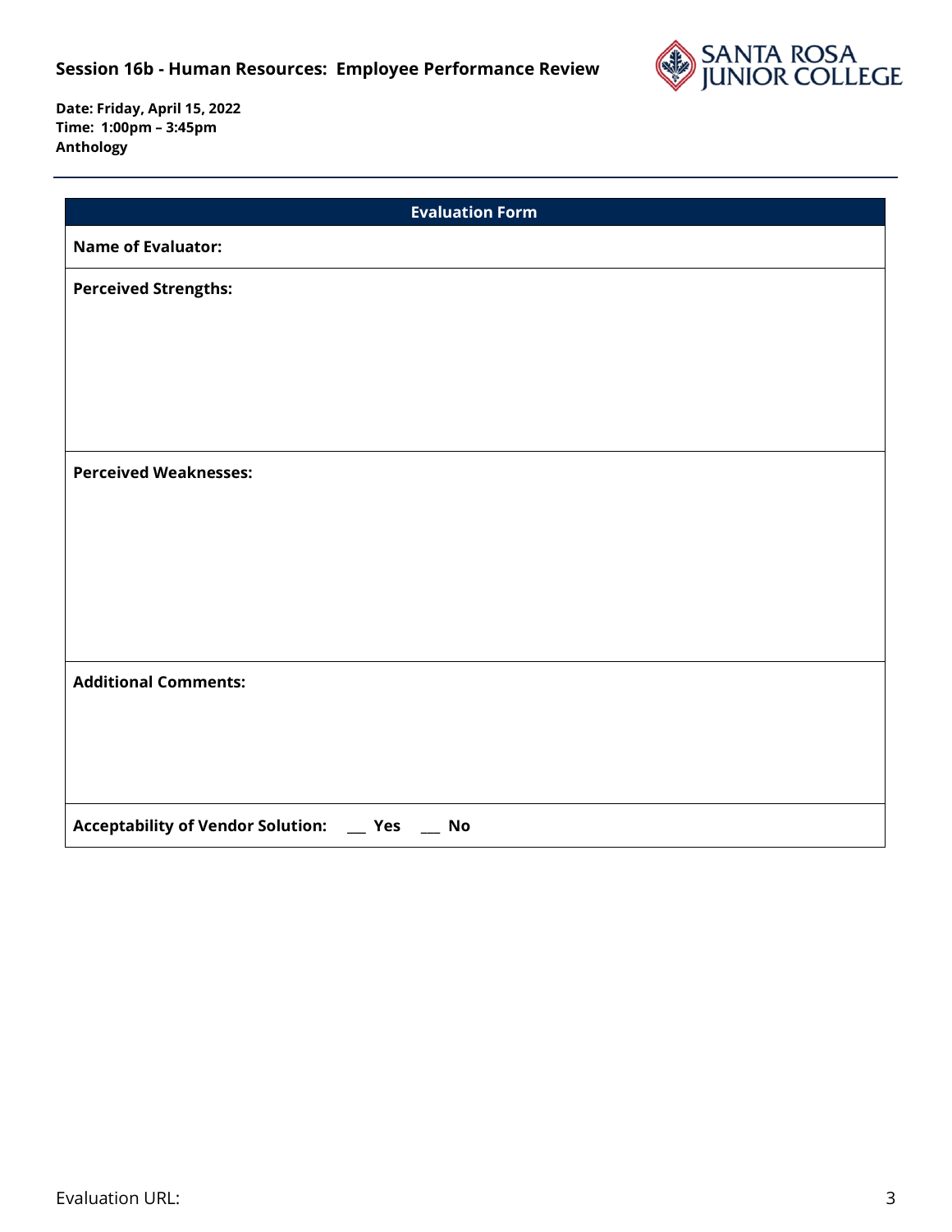**Session 16b - Human Resources: Employee Performance Review**

**Date: Friday, April 15, 2022**
**Time: 1:00pm – 3:45pm**
**Anthology**

| **Evaluation Form** |
| --- |
| **Name of Evaluator:** |
| **Perceived Strengths:** |
| **Perceived Weaknesses:** |
| **Additional Comments:** |
| **Acceptability of Vendor Solution:** ___ **Yes** ___ **No** |

Evaluation URL: